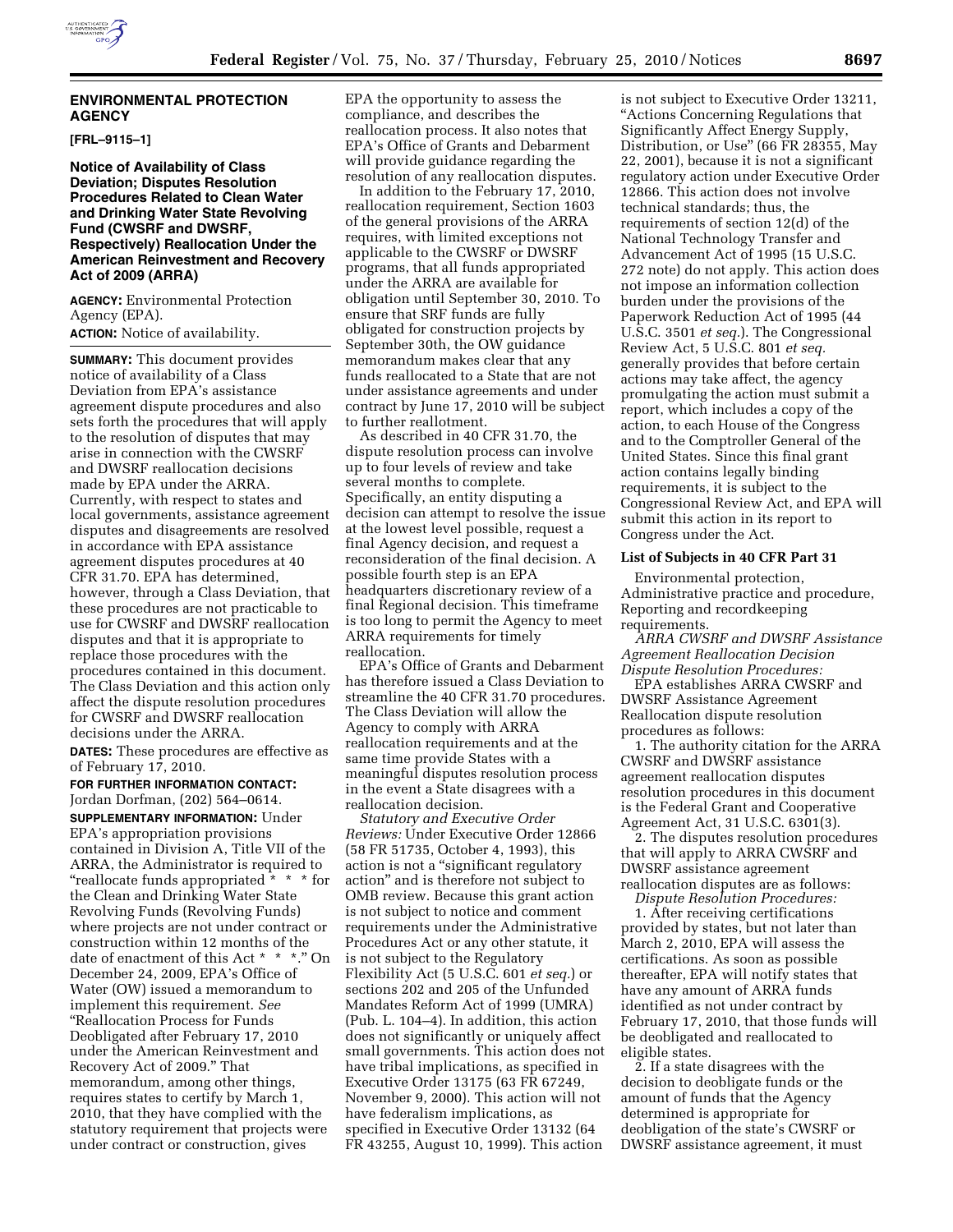## ENVIRONMENTAL PROTECTION AGENCY

**[FRL–9115–1]**

### Notice of Availability of Class Deviation; Disputes Resolution Procedures Related to Clean Water and Drinking Water State Revolving Fund (CWSRF and DWSRF, Respectively) Reallocation Under the American Reinvestment and Recovery Act of 2009 (ARRA)

**AGENCY:** Environmental Protection Agency (EPA).

**ACTION:** Notice of availability.

**SUMMARY:** This document provides notice of availability of a Class Deviation from EPA's assistance agreement dispute procedures and also sets forth the procedures that will apply to the resolution of disputes that may arise in connection with the CWSRF and DWSRF reallocation decisions made by EPA under the ARRA. Currently, with respect to states and local governments, assistance agreement disputes and disagreements are resolved in accordance with EPA assistance agreement disputes procedures at 40 CFR 31.70. EPA has determined, however, through a Class Deviation, that these procedures are not practicable to use for CWSRF and DWSRF reallocation disputes and that it is appropriate to replace those procedures with the procedures contained in this document. The Class Deviation and this action only affect the dispute resolution procedures for CWSRF and DWSRF reallocation decisions under the ARRA.

**DATES:** These procedures are effective as of February 17, 2010.

**FOR FURTHER INFORMATION CONTACT:** Jordan Dorfman, (202) 564–0614.

**SUPPLEMENTARY INFORMATION:** Under EPA's appropriation provisions contained in Division A, Title VII of the ARRA, the Administrator is required to "reallocate funds appropriated * * * for the Clean and Drinking Water State Revolving Funds (Revolving Funds) where projects are not under contract or construction within 12 months of the date of enactment of this Act * * *." On December 24, 2009, EPA's Office of Water (OW) issued a memorandum to implement this requirement. *See* "Reallocation Process for Funds Deobligated after February 17, 2010 under the American Reinvestment and Recovery Act of 2009." That memorandum, among other things, requires states to certify by March 1, 2010, that they have complied with the statutory requirement that projects were under contract or construction, gives EPA the opportunity to assess the compliance, and describes the reallocation process. It also notes that EPA's Office of Grants and Debarment will provide guidance regarding the resolution of any reallocation disputes.

In addition to the February 17, 2010, reallocation requirement, Section 1603 of the general provisions of the ARRA requires, with limited exceptions not applicable to the CWSRF or DWSRF programs, that all funds appropriated under the ARRA are available for obligation until September 30, 2010. To ensure that SRF funds are fully obligated for construction projects by September 30th, the OW guidance memorandum makes clear that any funds reallocated to a State that are not under assistance agreements and under contract by June 17, 2010 will be subject to further reallotment.

As described in 40 CFR 31.70, the dispute resolution process can involve up to four levels of review and take several months to complete. Specifically, an entity disputing a decision can attempt to resolve the issue at the lowest level possible, request a final Agency decision, and request a reconsideration of the final decision. A possible fourth step is an EPA headquarters discretionary review of a final Regional decision. This timeframe is too long to permit the Agency to meet ARRA requirements for timely reallocation.

EPA's Office of Grants and Debarment has therefore issued a Class Deviation to streamline the 40 CFR 31.70 procedures. The Class Deviation will allow the Agency to comply with ARRA reallocation requirements and at the same time provide States with a meaningful disputes resolution process in the event a State disagrees with a reallocation decision.

*Statutory and Executive Order Reviews:* Under Executive Order 12866 (58 FR 51735, October 4, 1993), this action is not a "significant regulatory action" and is therefore not subject to OMB review. Because this grant action is not subject to notice and comment requirements under the Administrative Procedures Act or any other statute, it is not subject to the Regulatory Flexibility Act (5 U.S.C. 601 *et seq.*) or sections 202 and 205 of the Unfunded Mandates Reform Act of 1999 (UMRA) (Pub. L. 104–4). In addition, this action does not significantly or uniquely affect small governments. This action does not have tribal implications, as specified in Executive Order 13175 (63 FR 67249, November 9, 2000). This action will not have federalism implications, as specified in Executive Order 13132 (64 FR 43255, August 10, 1999). This action is not subject to Executive Order 13211, "Actions Concerning Regulations that Significantly Affect Energy Supply, Distribution, or Use" (66 FR 28355, May 22, 2001), because it is not a significant regulatory action under Executive Order 12866. This action does not involve technical standards; thus, the requirements of section 12(d) of the National Technology Transfer and Advancement Act of 1995 (15 U.S.C. 272 note) do not apply. This action does not impose an information collection burden under the provisions of the Paperwork Reduction Act of 1995 (44 U.S.C. 3501 *et seq.*). The Congressional Review Act, 5 U.S.C. 801 *et seq.* generally provides that before certain actions may take affect, the agency promulgating the action must submit a report, which includes a copy of the action, to each House of the Congress and to the Comptroller General of the United States. Since this final grant action contains legally binding requirements, it is subject to the Congressional Review Act, and EPA will submit this action in its report to Congress under the Act.

### List of Subjects in 40 CFR Part 31

Environmental protection, Administrative practice and procedure, Reporting and recordkeeping requirements.

*ARRA CWSRF and DWSRF Assistance Agreement Reallocation Decision Dispute Resolution Procedures:*

EPA establishes ARRA CWSRF and DWSRF Assistance Agreement Reallocation dispute resolution procedures as follows:

1. The authority citation for the ARRA CWSRF and DWSRF assistance agreement reallocation disputes resolution procedures in this document is the Federal Grant and Cooperative Agreement Act, 31 U.S.C. 6301(3).

2. The disputes resolution procedures that will apply to ARRA CWSRF and DWSRF assistance agreement reallocation disputes are as follows:

*Dispute Resolution Procedures:*

1. After receiving certifications provided by states, but not later than March 2, 2010, EPA will assess the certifications. As soon as possible thereafter, EPA will notify states that have any amount of ARRA funds identified as not under contract by February 17, 2010, that those funds will be deobligated and reallocated to eligible states.

2. If a state disagrees with the decision to deobligate funds or the amount of funds that the Agency determined is appropriate for deobligation of the state's CWSRF or DWSRF assistance agreement, it must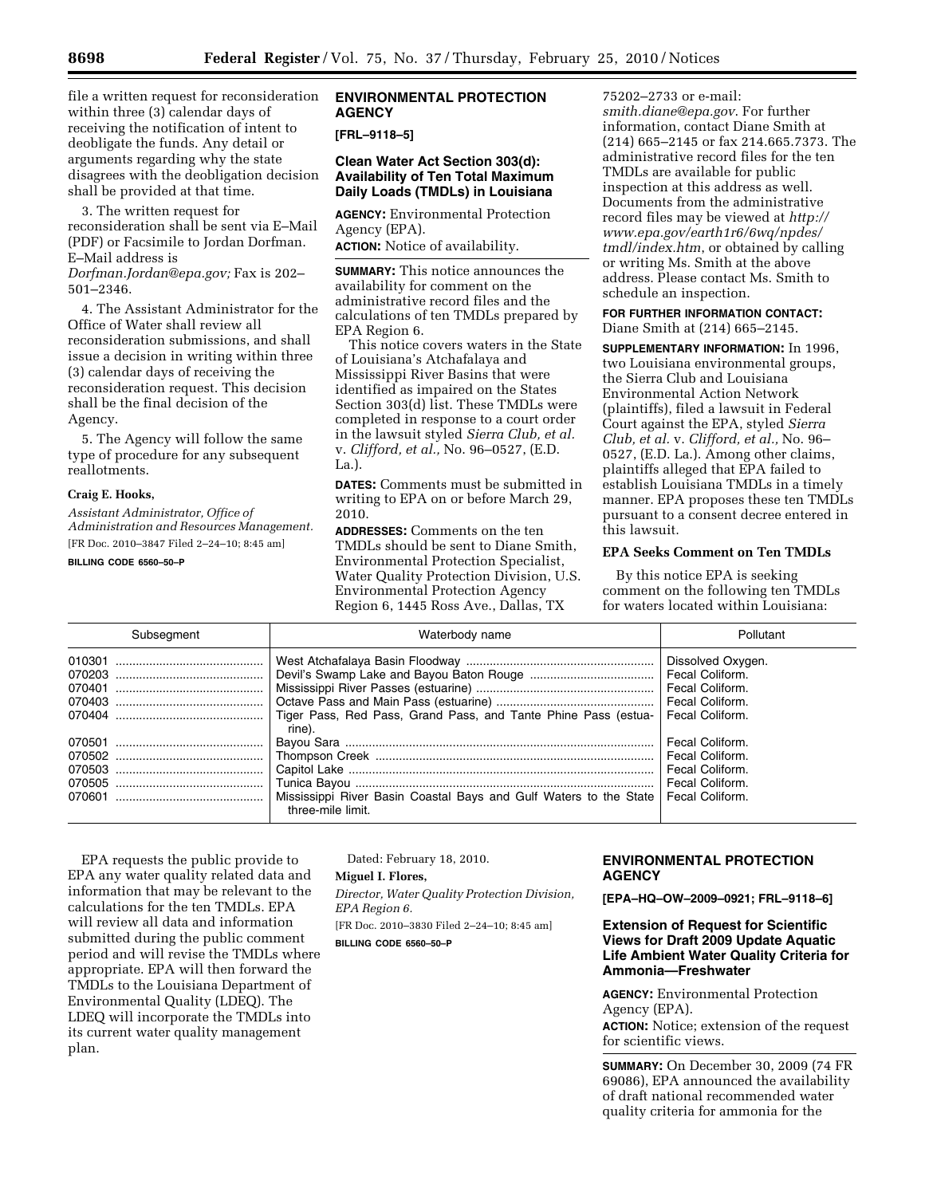file a written request for reconsideration within three (3) calendar days of receiving the notification of intent to deobligate the funds. Any detail or arguments regarding why the state disagrees with the deobligation decision shall be provided at that time.

3. The written request for reconsideration shall be sent via E–Mail (PDF) or Facsimile to Jordan Dorfman. E–Mail address is *Dorfman.Jordan@epa.gov;* Fax is 202–501–2346.

4. The Assistant Administrator for the Office of Water shall review all reconsideration submissions, and shall issue a decision in writing within three (3) calendar days of receiving the reconsideration request. This decision shall be the final decision of the Agency.

5. The Agency will follow the same type of procedure for any subsequent reallotments.

**Craig E. Hooks,**

*Assistant Administrator, Office of Administration and Resources Management.*

[FR Doc. 2010–3847 Filed 2–24–10; 8:45 am]

**BILLING CODE 6560–50–P**

## ENVIRONMENTAL PROTECTION AGENCY

**[FRL–9118–5]**

### Clean Water Act Section 303(d): Availability of Ten Total Maximum Daily Loads (TMDLs) in Louisiana

**AGENCY:** Environmental Protection Agency (EPA).

**ACTION:** Notice of availability.

**SUMMARY:** This notice announces the availability for comment on the administrative record files and the calculations of ten TMDLs prepared by EPA Region 6.

This notice covers waters in the State of Louisiana's Atchafalaya and Mississippi River Basins that were identified as impaired on the States Section 303(d) list. These TMDLs were completed in response to a court order in the lawsuit styled *Sierra Club, et al.* v. *Clifford, et al.,* No. 96–0527, (E.D. La.).

**DATES:** Comments must be submitted in writing to EPA on or before March 29, 2010.

**ADDRESSES:** Comments on the ten TMDLs should be sent to Diane Smith, Environmental Protection Specialist, Water Quality Protection Division, U.S. Environmental Protection Agency Region 6, 1445 Ross Ave., Dallas, TX 75202–2733 or e-mail: *smith.diane@epa.gov*. For further information, contact Diane Smith at (214) 665–2145 or fax 214.665.7373. The administrative record files for the ten TMDLs are available for public inspection at this address as well. Documents from the administrative record files may be viewed at *http://www.epa.gov/earth1r6/6wq/npdes/tmdl/index.htm*, or obtained by calling or writing Ms. Smith at the above address. Please contact Ms. Smith to schedule an inspection.

**FOR FURTHER INFORMATION CONTACT:** Diane Smith at (214) 665–2145.

**SUPPLEMENTARY INFORMATION:** In 1996, two Louisiana environmental groups, the Sierra Club and Louisiana Environmental Action Network (plaintiffs), filed a lawsuit in Federal Court against the EPA, styled *Sierra Club, et al.* v. *Clifford, et al.,* No. 96–0527, (E.D. La.). Among other claims, plaintiffs alleged that EPA failed to establish Louisiana TMDLs in a timely manner. EPA proposes these ten TMDLs pursuant to a consent decree entered in this lawsuit.

#### EPA Seeks Comment on Ten TMDLs

By this notice EPA is seeking comment on the following ten TMDLs for waters located within Louisiana:

| Subsegment | Waterbody name | Pollutant |
|---|---|---|
| 010301 | West Atchafalaya Basin Floodway | Dissolved Oxygen. |
| 070203 | Devil's Swamp Lake and Bayou Baton Rouge | Fecal Coliform. |
| 070401 | Mississippi River Passes (estuarine) | Fecal Coliform. |
| 070403 | Octave Pass and Main Pass (estuarine) | Fecal Coliform. |
| 070404 | Tiger Pass, Red Pass, Grand Pass, and Tante Phine Pass (estuarine). | Fecal Coliform. |
| 070501 | Bayou Sara | Fecal Coliform. |
| 070502 | Thompson Creek | Fecal Coliform. |
| 070503 | Capitol Lake | Fecal Coliform. |
| 070505 | Tunica Bayou | Fecal Coliform. |
| 070601 | Mississippi River Basin Coastal Bays and Gulf Waters to the State three-mile limit. | Fecal Coliform. |

EPA requests the public provide to EPA any water quality related data and information that may be relevant to the calculations for the ten TMDLs. EPA will review all data and information submitted during the public comment period and will revise the TMDLs where appropriate. EPA will then forward the TMDLs to the Louisiana Department of Environmental Quality (LDEQ). The LDEQ will incorporate the TMDLs into its current water quality management plan.

Dated: February 18, 2010.

**Miguel I. Flores,**

*Director, Water Quality Protection Division, EPA Region 6.*

[FR Doc. 2010–3830 Filed 2–24–10; 8:45 am]

**BILLING CODE 6560–50–P**

## ENVIRONMENTAL PROTECTION AGENCY

**[EPA–HQ–OW–2009–0921; FRL–9118–6]**

### Extension of Request for Scientific Views for Draft 2009 Update Aquatic Life Ambient Water Quality Criteria for Ammonia—Freshwater

**AGENCY:** Environmental Protection Agency (EPA).

**ACTION:** Notice; extension of the request for scientific views.

**SUMMARY:** On December 30, 2009 (74 FR 69086), EPA announced the availability of draft national recommended water quality criteria for ammonia for the